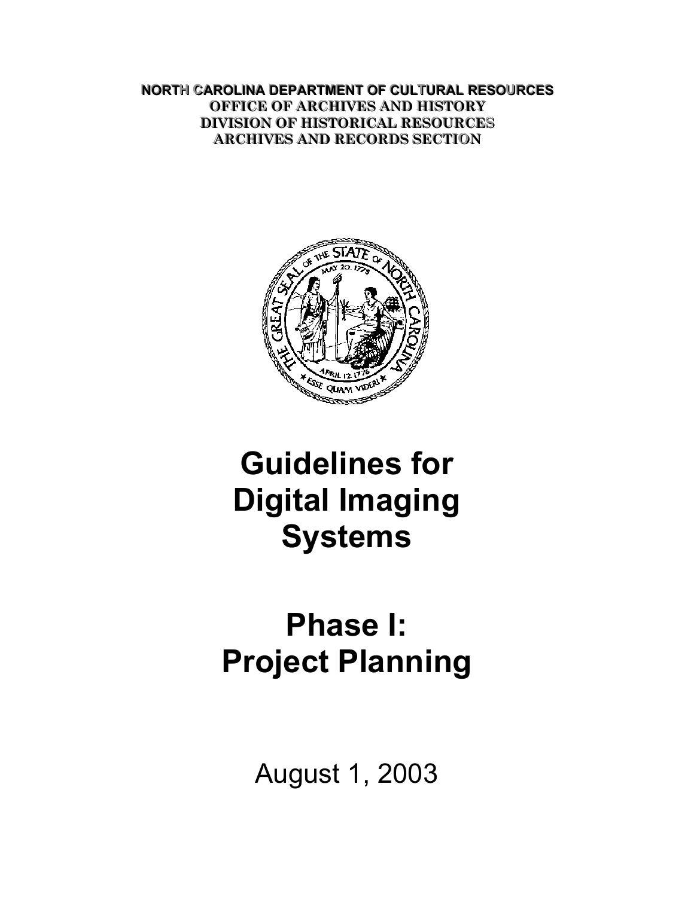**NORTH CAROLINA DEPARTMENT OF CULTURAL RESOURCES**
**OFFICE OF ARCHIVES AND HISTORY**
**DIVISION OF HISTORICAL RESOURCES**
**ARCHIVES AND RECORDS SECTION**

# Guidelines for Digital Imaging Systems

# Phase I: Project Planning

August 1, 2003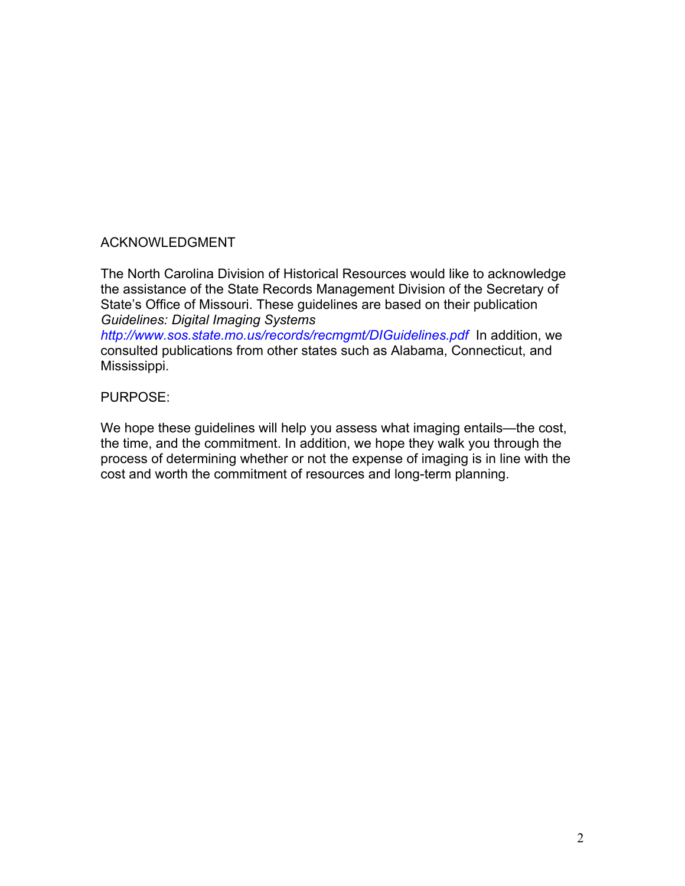## ACKNOWLEDGMENT

The North Carolina Division of Historical Resources would like to acknowledge the assistance of the State Records Management Division of the Secretary of State's Office of Missouri. These guidelines are based on their publication *Guidelines: Digital Imaging Systems* *http://www.sos.state.mo.us/records/recmgmt/DIGuidelines.pdf* In addition, we consulted publications from other states such as Alabama, Connecticut, and Mississippi.

## PURPOSE:

We hope these guidelines will help you assess what imaging entails—the cost, the time, and the commitment. In addition, we hope they walk you through the process of determining whether or not the expense of imaging is in line with the cost and worth the commitment of resources and long-term planning.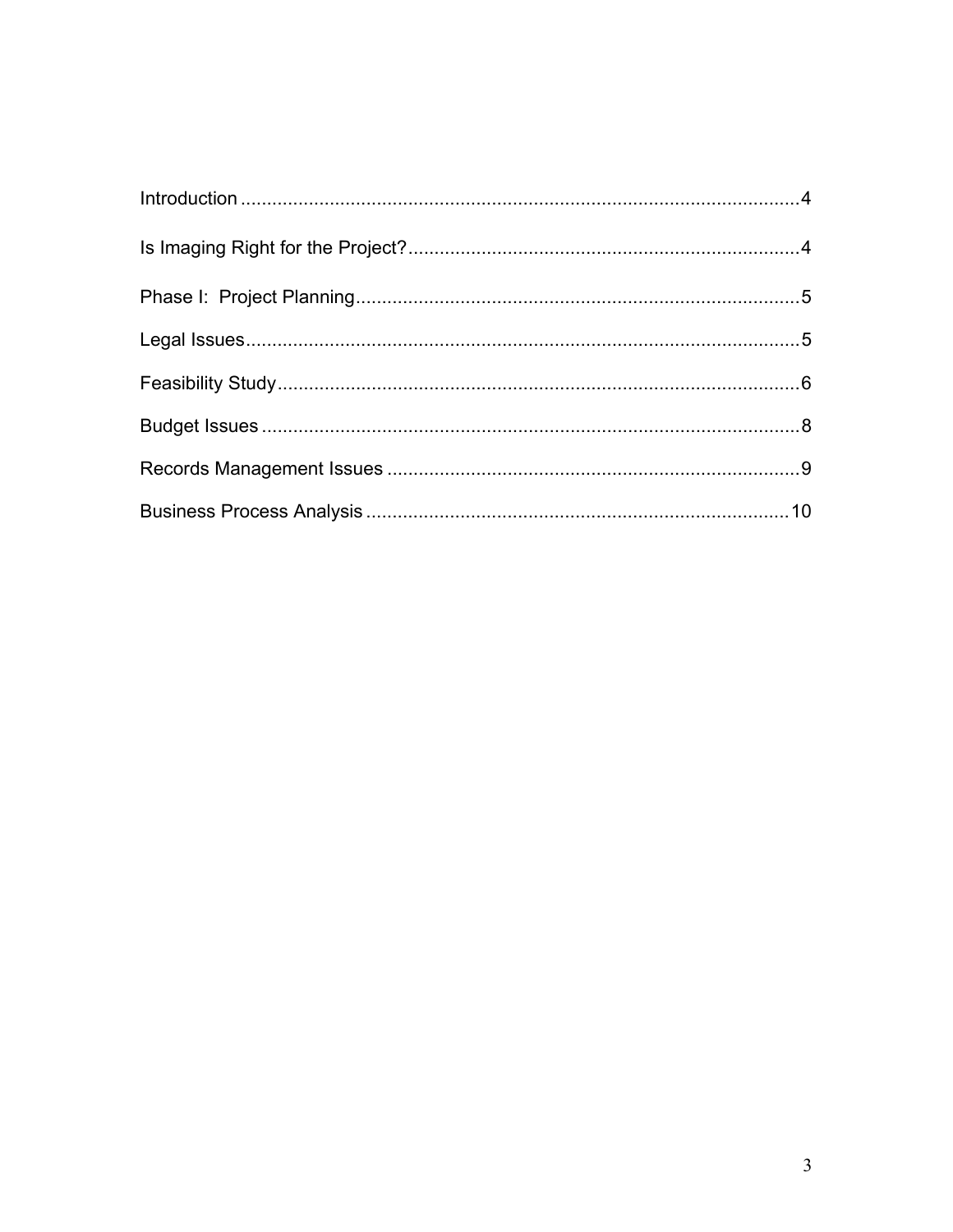Introduction ........................................................................................................4

Is Imaging Right for the Project? ..........................................................................4

Phase I: Project Planning .....................................................................................5

Legal Issues ..........................................................................................................5

Feasibility Study ....................................................................................................6

Budget Issues .......................................................................................................8

Records Management Issues ...............................................................................9

Business Process Analysis ..................................................................................10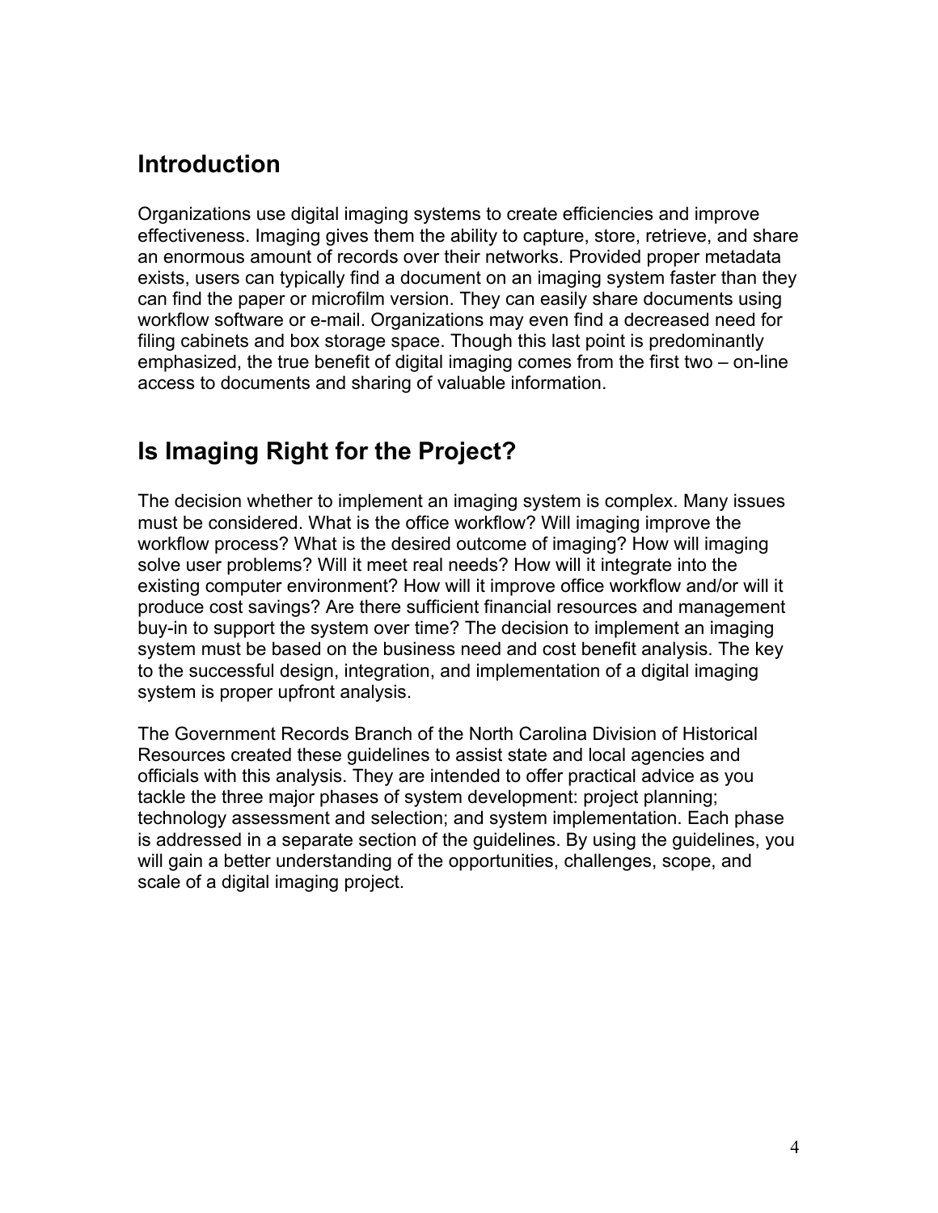## Introduction

Organizations use digital imaging systems to create efficiencies and improve effectiveness. Imaging gives them the ability to capture, store, retrieve, and share an enormous amount of records over their networks. Provided proper metadata exists, users can typically find a document on an imaging system faster than they can find the paper or microfilm version. They can easily share documents using workflow software or e-mail. Organizations may even find a decreased need for filing cabinets and box storage space. Though this last point is predominantly emphasized, the true benefit of digital imaging comes from the first two – on-line access to documents and sharing of valuable information.

## Is Imaging Right for the Project?

The decision whether to implement an imaging system is complex. Many issues must be considered. What is the office workflow? Will imaging improve the workflow process? What is the desired outcome of imaging? How will imaging solve user problems? Will it meet real needs? How will it integrate into the existing computer environment? How will it improve office workflow and/or will it produce cost savings? Are there sufficient financial resources and management buy-in to support the system over time? The decision to implement an imaging system must be based on the business need and cost benefit analysis. The key to the successful design, integration, and implementation of a digital imaging system is proper upfront analysis.

The Government Records Branch of the North Carolina Division of Historical Resources created these guidelines to assist state and local agencies and officials with this analysis. They are intended to offer practical advice as you tackle the three major phases of system development: project planning; technology assessment and selection; and system implementation. Each phase is addressed in a separate section of the guidelines. By using the guidelines, you will gain a better understanding of the opportunities, challenges, scope, and scale of a digital imaging project.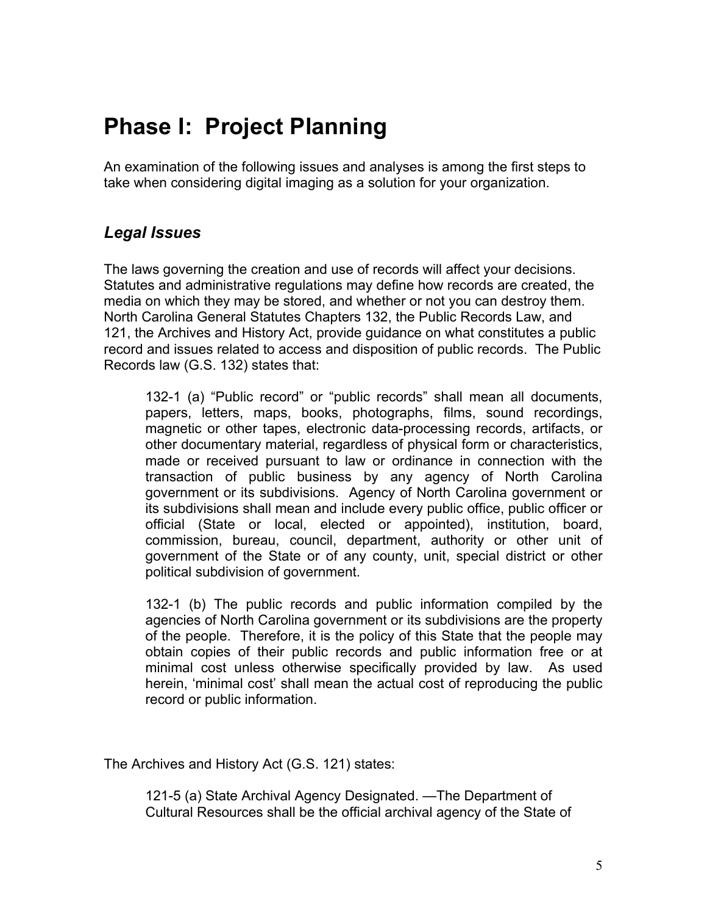# Phase I: Project Planning

An examination of the following issues and analyses is among the first steps to take when considering digital imaging as a solution for your organization.

## *Legal Issues*

The laws governing the creation and use of records will affect your decisions. Statutes and administrative regulations may define how records are created, the media on which they may be stored, and whether or not you can destroy them. North Carolina General Statutes Chapters 132, the Public Records Law, and 121, the Archives and History Act, provide guidance on what constitutes a public record and issues related to access and disposition of public records. The Public Records law (G.S. 132) states that:

> 132-1 (a) "Public record" or "public records" shall mean all documents, papers, letters, maps, books, photographs, films, sound recordings, magnetic or other tapes, electronic data-processing records, artifacts, or other documentary material, regardless of physical form or characteristics, made or received pursuant to law or ordinance in connection with the transaction of public business by any agency of North Carolina government or its subdivisions. Agency of North Carolina government or its subdivisions shall mean and include every public office, public officer or official (State or local, elected or appointed), institution, board, commission, bureau, council, department, authority or other unit of government of the State or of any county, unit, special district or other political subdivision of government.
>
> 132-1 (b) The public records and public information compiled by the agencies of North Carolina government or its subdivisions are the property of the people. Therefore, it is the policy of this State that the people may obtain copies of their public records and public information free or at minimal cost unless otherwise specifically provided by law. As used herein, 'minimal cost' shall mean the actual cost of reproducing the public record or public information.

The Archives and History Act (G.S. 121) states:

> 121-5 (a) State Archival Agency Designated. —The Department of Cultural Resources shall be the official archival agency of the State of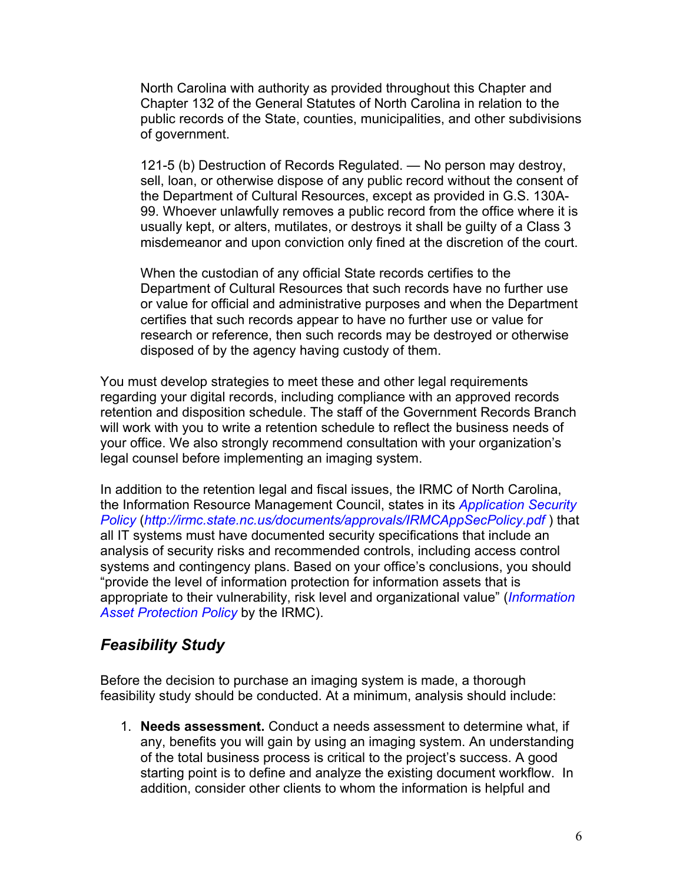North Carolina with authority as provided throughout this Chapter and Chapter 132 of the General Statutes of North Carolina in relation to the public records of the State, counties, municipalities, and other subdivisions of government.

121-5 (b) Destruction of Records Regulated. — No person may destroy, sell, loan, or otherwise dispose of any public record without the consent of the Department of Cultural Resources, except as provided in G.S. 130A-99. Whoever unlawfully removes a public record from the office where it is usually kept, or alters, mutilates, or destroys it shall be guilty of a Class 3 misdemeanor and upon conviction only fined at the discretion of the court.

When the custodian of any official State records certifies to the Department of Cultural Resources that such records have no further use or value for official and administrative purposes and when the Department certifies that such records appear to have no further use or value for research or reference, then such records may be destroyed or otherwise disposed of by the agency having custody of them.

You must develop strategies to meet these and other legal requirements regarding your digital records, including compliance with an approved records retention and disposition schedule. The staff of the Government Records Branch will work with you to write a retention schedule to reflect the business needs of your office. We also strongly recommend consultation with your organization's legal counsel before implementing an imaging system.

In addition to the retention legal and fiscal issues, the IRMC of North Carolina, the Information Resource Management Council, states in its *Application Security Policy* (*http://irmc.state.nc.us/documents/approvals/IRMCAppSecPolicy.pdf* ) that all IT systems must have documented security specifications that include an analysis of security risks and recommended controls, including access control systems and contingency plans. Based on your office's conclusions, you should "provide the level of information protection for information assets that is appropriate to their vulnerability, risk level and organizational value" (*Information Asset Protection Policy* by the IRMC).

## *Feasibility Study*

Before the decision to purchase an imaging system is made, a thorough feasibility study should be conducted. At a minimum, analysis should include:

1. **Needs assessment.** Conduct a needs assessment to determine what, if any, benefits you will gain by using an imaging system. An understanding of the total business process is critical to the project's success. A good starting point is to define and analyze the existing document workflow. In addition, consider other clients to whom the information is helpful and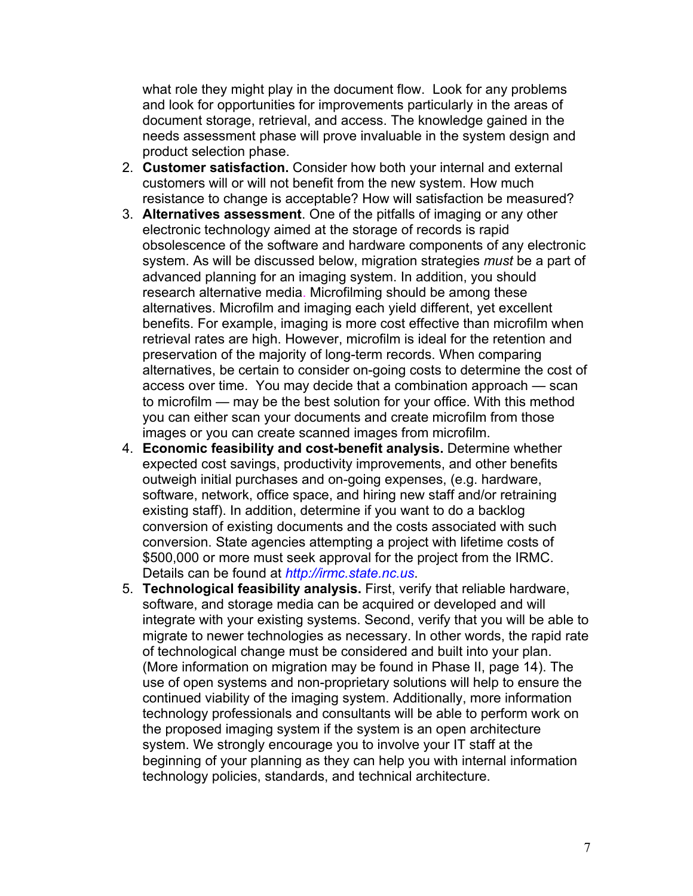what role they might play in the document flow. Look for any problems and look for opportunities for improvements particularly in the areas of document storage, retrieval, and access. The knowledge gained in the needs assessment phase will prove invaluable in the system design and product selection phase.

2. **Customer satisfaction.** Consider how both your internal and external customers will or will not benefit from the new system. How much resistance to change is acceptable? How will satisfaction be measured?
3. **Alternatives assessment**. One of the pitfalls of imaging or any other electronic technology aimed at the storage of records is rapid obsolescence of the software and hardware components of any electronic system. As will be discussed below, migration strategies *must* be a part of advanced planning for an imaging system. In addition, you should research alternative media. Microfilming should be among these alternatives. Microfilm and imaging each yield different, yet excellent benefits. For example, imaging is more cost effective than microfilm when retrieval rates are high. However, microfilm is ideal for the retention and preservation of the majority of long-term records. When comparing alternatives, be certain to consider on-going costs to determine the cost of access over time. You may decide that a combination approach — scan to microfilm — may be the best solution for your office. With this method you can either scan your documents and create microfilm from those images or you can create scanned images from microfilm.
4. **Economic feasibility and cost-benefit analysis.** Determine whether expected cost savings, productivity improvements, and other benefits outweigh initial purchases and on-going expenses, (e.g. hardware, software, network, office space, and hiring new staff and/or retraining existing staff). In addition, determine if you want to do a backlog conversion of existing documents and the costs associated with such conversion. State agencies attempting a project with lifetime costs of $500,000 or more must seek approval for the project from the IRMC. Details can be found at *http://irmc.state.nc.us*.
5. **Technological feasibility analysis.** First, verify that reliable hardware, software, and storage media can be acquired or developed and will integrate with your existing systems. Second, verify that you will be able to migrate to newer technologies as necessary. In other words, the rapid rate of technological change must be considered and built into your plan. (More information on migration may be found in Phase II, page 14). The use of open systems and non-proprietary solutions will help to ensure the continued viability of the imaging system. Additionally, more information technology professionals and consultants will be able to perform work on the proposed imaging system if the system is an open architecture system. We strongly encourage you to involve your IT staff at the beginning of your planning as they can help you with internal information technology policies, standards, and technical architecture.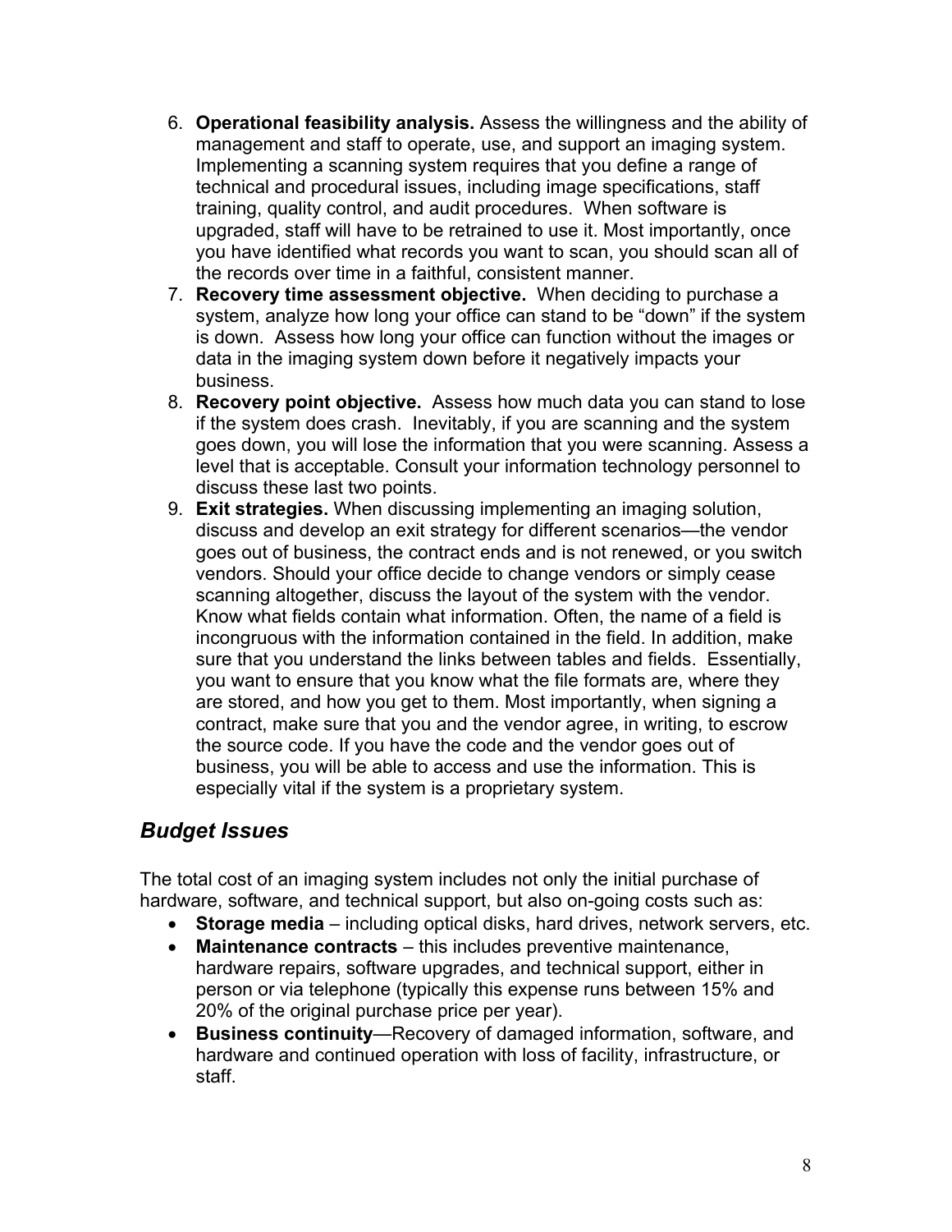6. **Operational feasibility analysis.** Assess the willingness and the ability of management and staff to operate, use, and support an imaging system. Implementing a scanning system requires that you define a range of technical and procedural issues, including image specifications, staff training, quality control, and audit procedures. When software is upgraded, staff will have to be retrained to use it. Most importantly, once you have identified what records you want to scan, you should scan all of the records over time in a faithful, consistent manner.
7. **Recovery time assessment objective.** When deciding to purchase a system, analyze how long your office can stand to be "down" if the system is down. Assess how long your office can function without the images or data in the imaging system down before it negatively impacts your business.
8. **Recovery point objective.** Assess how much data you can stand to lose if the system does crash. Inevitably, if you are scanning and the system goes down, you will lose the information that you were scanning. Assess a level that is acceptable. Consult your information technology personnel to discuss these last two points.
9. **Exit strategies.** When discussing implementing an imaging solution, discuss and develop an exit strategy for different scenarios—the vendor goes out of business, the contract ends and is not renewed, or you switch vendors. Should your office decide to change vendors or simply cease scanning altogether, discuss the layout of the system with the vendor. Know what fields contain what information. Often, the name of a field is incongruous with the information contained in the field. In addition, make sure that you understand the links between tables and fields. Essentially, you want to ensure that you know what the file formats are, where they are stored, and how you get to them. Most importantly, when signing a contract, make sure that you and the vendor agree, in writing, to escrow the source code. If you have the code and the vendor goes out of business, you will be able to access and use the information. This is especially vital if the system is a proprietary system.

## *Budget Issues*

The total cost of an imaging system includes not only the initial purchase of hardware, software, and technical support, but also on-going costs such as:

- **Storage media** – including optical disks, hard drives, network servers, etc.
- **Maintenance contracts** – this includes preventive maintenance, hardware repairs, software upgrades, and technical support, either in person or via telephone (typically this expense runs between 15% and 20% of the original purchase price per year).
- **Business continuity**—Recovery of damaged information, software, and hardware and continued operation with loss of facility, infrastructure, or staff.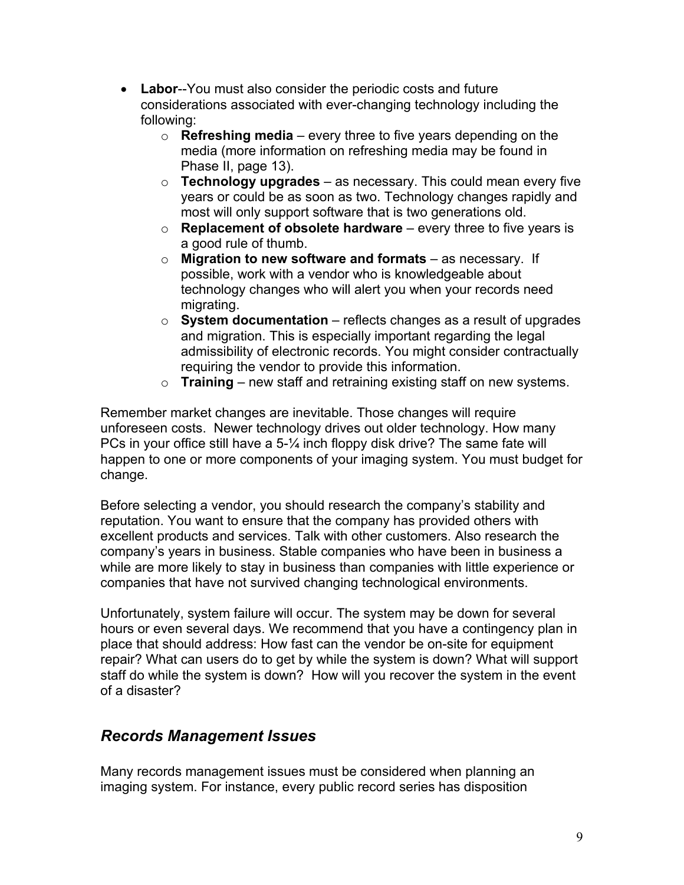- **Labor**--You must also consider the periodic costs and future considerations associated with ever-changing technology including the following:
  - **Refreshing media** – every three to five years depending on the media (more information on refreshing media may be found in Phase II, page 13).
  - **Technology upgrades** – as necessary. This could mean every five years or could be as soon as two. Technology changes rapidly and most will only support software that is two generations old.
  - **Replacement of obsolete hardware** – every three to five years is a good rule of thumb.
  - **Migration to new software and formats** – as necessary. If possible, work with a vendor who is knowledgeable about technology changes who will alert you when your records need migrating.
  - **System documentation** – reflects changes as a result of upgrades and migration. This is especially important regarding the legal admissibility of electronic records. You might consider contractually requiring the vendor to provide this information.
  - **Training** – new staff and retraining existing staff on new systems.

Remember market changes are inevitable. Those changes will require unforeseen costs. Newer technology drives out older technology. How many PCs in your office still have a 5-¼ inch floppy disk drive? The same fate will happen to one or more components of your imaging system. You must budget for change.

Before selecting a vendor, you should research the company's stability and reputation. You want to ensure that the company has provided others with excellent products and services. Talk with other customers. Also research the company's years in business. Stable companies who have been in business a while are more likely to stay in business than companies with little experience or companies that have not survived changing technological environments.

Unfortunately, system failure will occur. The system may be down for several hours or even several days. We recommend that you have a contingency plan in place that should address: How fast can the vendor be on-site for equipment repair? What can users do to get by while the system is down? What will support staff do while the system is down? How will you recover the system in the event of a disaster?

## *Records Management Issues*

Many records management issues must be considered when planning an imaging system. For instance, every public record series has disposition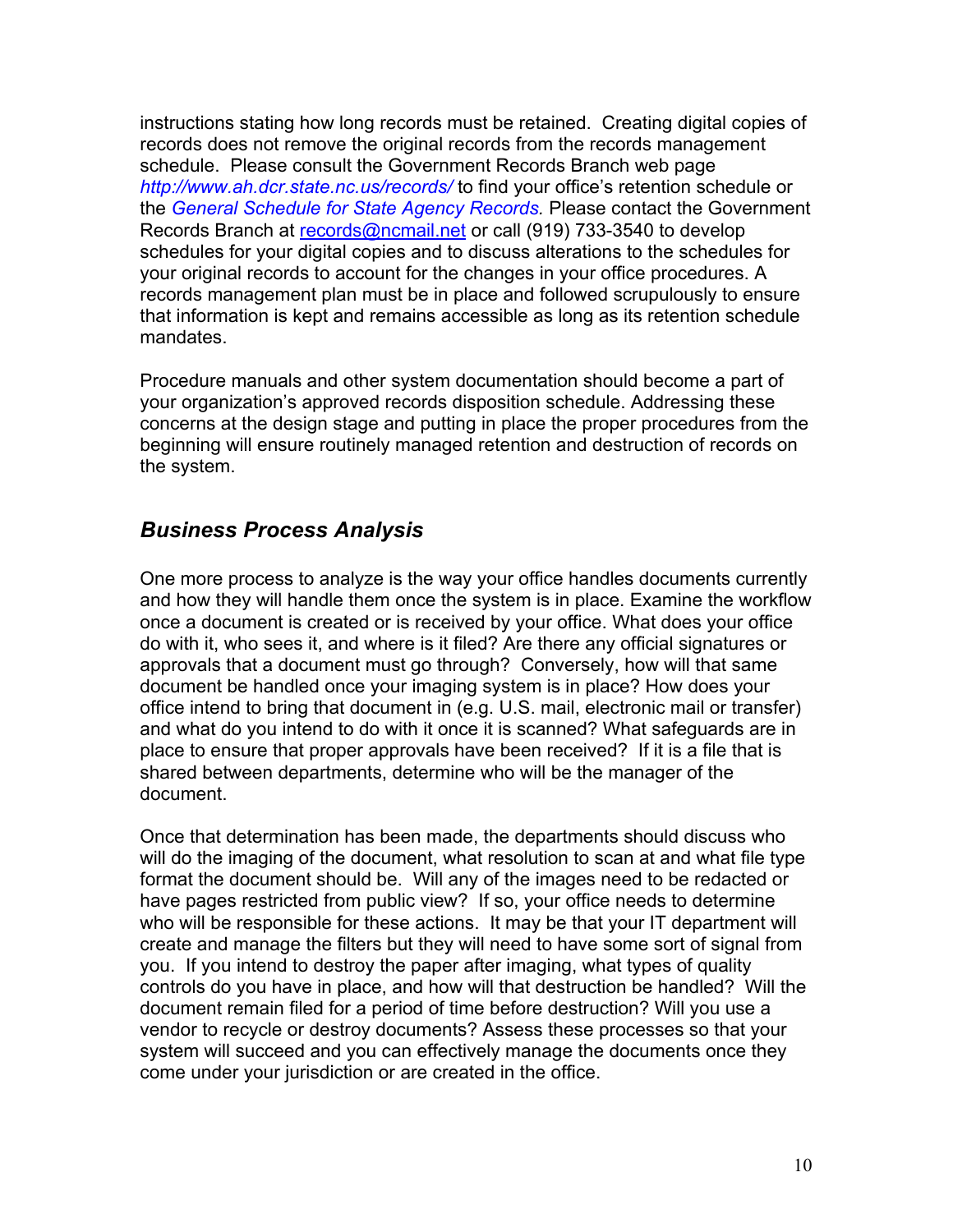instructions stating how long records must be retained. Creating digital copies of records does not remove the original records from the records management schedule. Please consult the Government Records Branch web page *http://www.ah.dcr.state.nc.us/records/* to find your office's retention schedule or the *General Schedule for State Agency Records.* Please contact the Government Records Branch at records@ncmail.net or call (919) 733-3540 to develop schedules for your digital copies and to discuss alterations to the schedules for your original records to account for the changes in your office procedures. A records management plan must be in place and followed scrupulously to ensure that information is kept and remains accessible as long as its retention schedule mandates.

Procedure manuals and other system documentation should become a part of your organization's approved records disposition schedule. Addressing these concerns at the design stage and putting in place the proper procedures from the beginning will ensure routinely managed retention and destruction of records on the system.

## *Business Process Analysis*

One more process to analyze is the way your office handles documents currently and how they will handle them once the system is in place. Examine the workflow once a document is created or is received by your office. What does your office do with it, who sees it, and where is it filed? Are there any official signatures or approvals that a document must go through? Conversely, how will that same document be handled once your imaging system is in place? How does your office intend to bring that document in (e.g. U.S. mail, electronic mail or transfer) and what do you intend to do with it once it is scanned? What safeguards are in place to ensure that proper approvals have been received? If it is a file that is shared between departments, determine who will be the manager of the document.

Once that determination has been made, the departments should discuss who will do the imaging of the document, what resolution to scan at and what file type format the document should be. Will any of the images need to be redacted or have pages restricted from public view? If so, your office needs to determine who will be responsible for these actions. It may be that your IT department will create and manage the filters but they will need to have some sort of signal from you. If you intend to destroy the paper after imaging, what types of quality controls do you have in place, and how will that destruction be handled? Will the document remain filed for a period of time before destruction? Will you use a vendor to recycle or destroy documents? Assess these processes so that your system will succeed and you can effectively manage the documents once they come under your jurisdiction or are created in the office.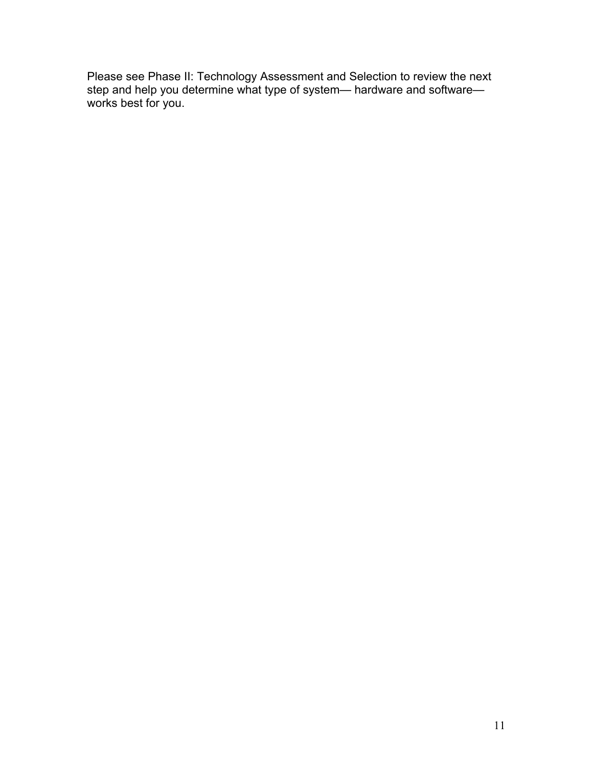Please see Phase II: Technology Assessment and Selection to review the next step and help you determine what type of system— hardware and software— works best for you.